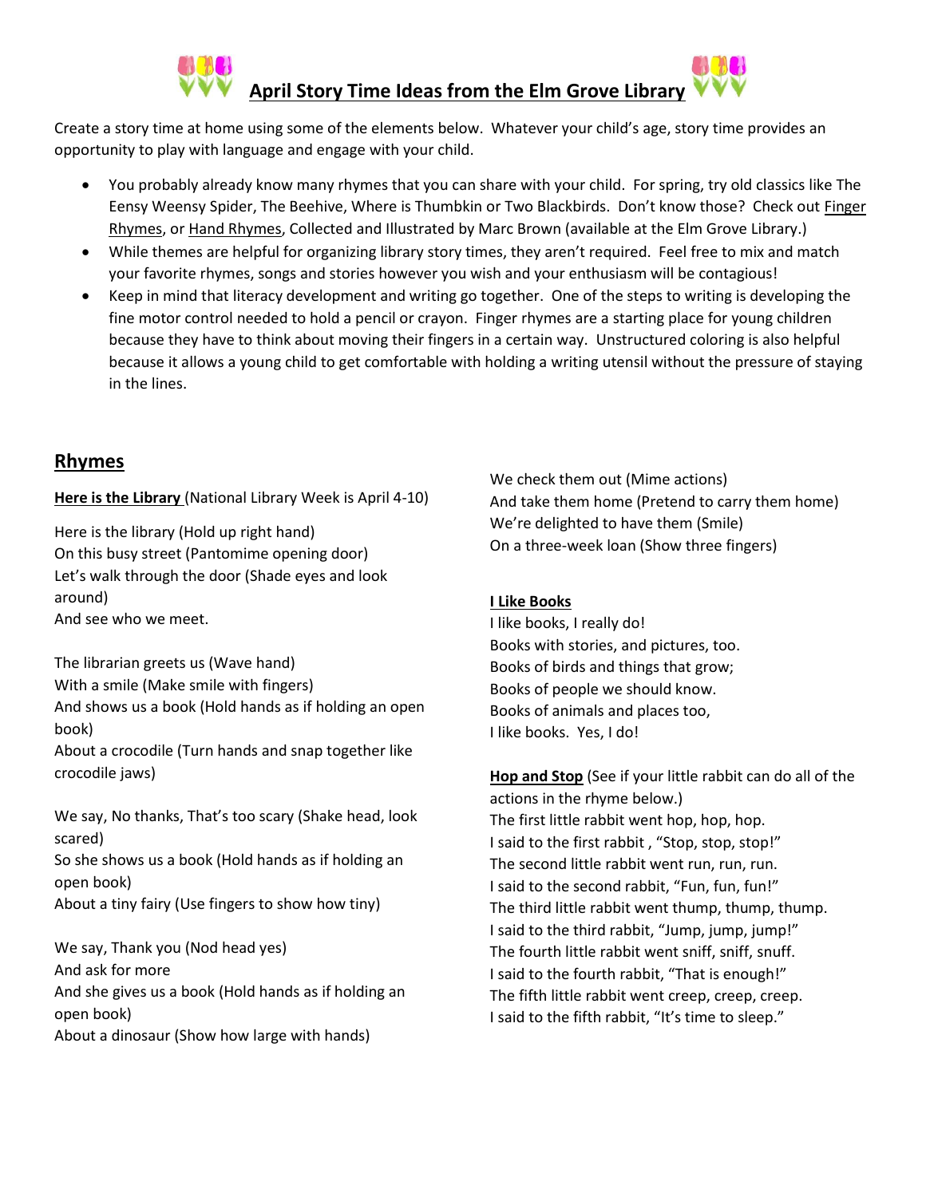# April Story Time Ideas from the Elm Grove Library

Create a story time at home using some of the elements below. Whatever your child's age, story time provides an opportunity to play with language and engage with your child.

- You probably already know many rhymes that you can share with your child. For spring, try old classics like The Eensy Weensy Spider, The Beehive, Where is Thumbkin or Two Blackbirds. Don't know those? Check out Finger Rhymes, or Hand Rhymes, Collected and Illustrated by Marc Brown (available at the Elm Grove Library.)
- While themes are helpful for organizing library story times, they aren't required. Feel free to mix and match your favorite rhymes, songs and stories however you wish and your enthusiasm will be contagious!
- Keep in mind that literacy development and writing go together. One of the steps to writing is developing the fine motor control needed to hold a pencil or crayon. Finger rhymes are a starting place for young children because they have to think about moving their fingers in a certain way. Unstructured coloring is also helpful because it allows a young child to get comfortable with holding a writing utensil without the pressure of staying in the lines.

## Rhymes

**Here is the Library** (National Library Week is April 4-10)

Here is the library (Hold up right hand)
On this busy street (Pantomime opening door)
Let's walk through the door (Shade eyes and look around)
And see who we meet.

The librarian greets us (Wave hand)
With a smile (Make smile with fingers)
And shows us a book (Hold hands as if holding an open book)
About a crocodile (Turn hands and snap together like crocodile jaws)

We say, No thanks, That's too scary (Shake head, look scared)
So she shows us a book (Hold hands as if holding an open book)
About a tiny fairy (Use fingers to show how tiny)

We say, Thank you (Nod head yes)
And ask for more
And she gives us a book (Hold hands as if holding an open book)
About a dinosaur (Show how large with hands)

We check them out (Mime actions)
And take them home (Pretend to carry them home)
We're delighted to have them (Smile)
On a three-week loan (Show three fingers)

**I Like Books**

I like books, I really do!
Books with stories, and pictures, too.
Books of birds and things that grow;
Books of people we should know.
Books of animals and places too,
I like books. Yes, I do!

**Hop and Stop** (See if your little rabbit can do all of the actions in the rhyme below.)

The first little rabbit went hop, hop, hop.
I said to the first rabbit , "Stop, stop, stop!"
The second little rabbit went run, run, run.
I said to the second rabbit, "Fun, fun, fun!"
The third little rabbit went thump, thump, thump.
I said to the third rabbit, "Jump, jump, jump!"
The fourth little rabbit went sniff, sniff, snuff.
I said to the fourth rabbit, "That is enough!"
The fifth little rabbit went creep, creep, creep.
I said to the fifth rabbit, "It's time to sleep."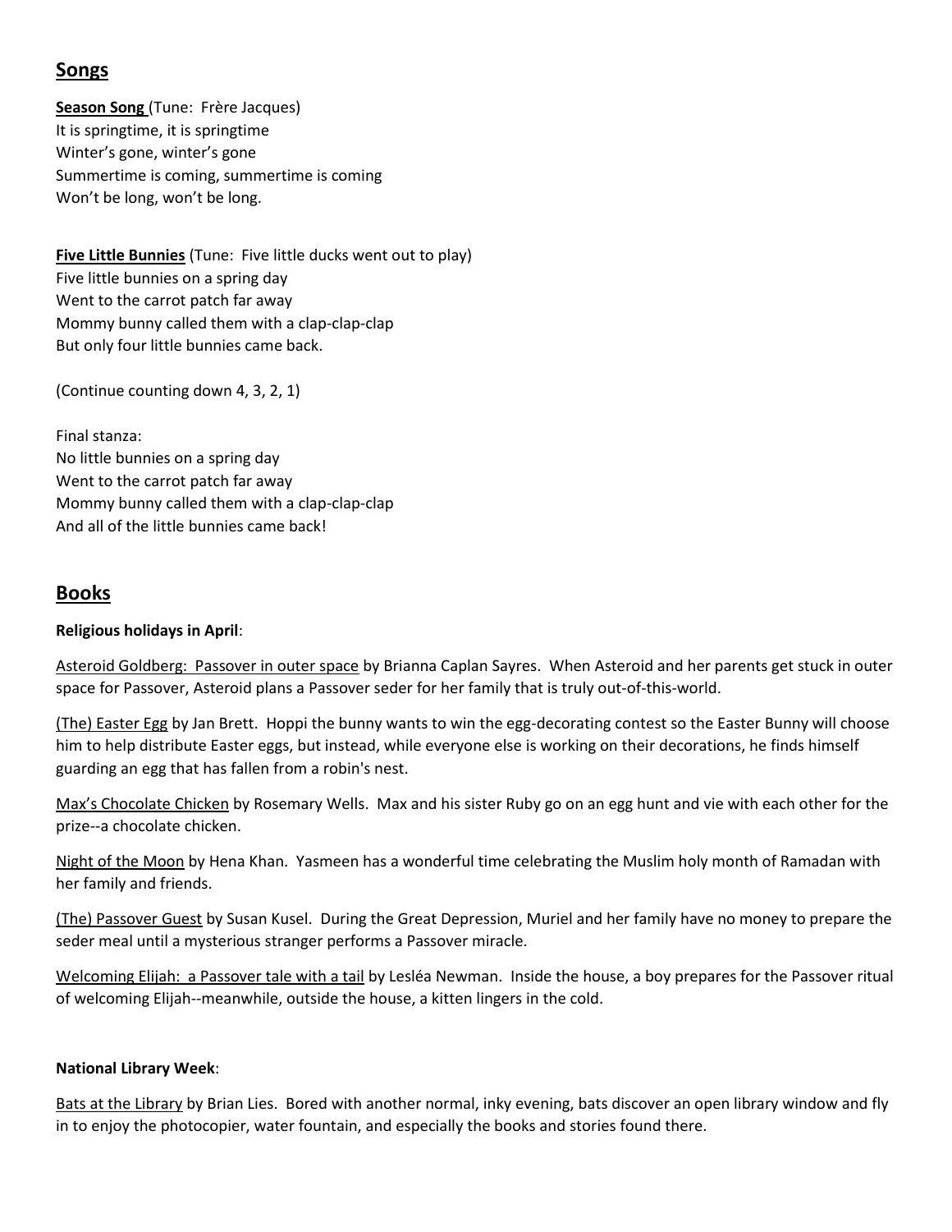## Songs

**Season Song** (Tune: Frère Jacques)
It is springtime, it is springtime
Winter's gone, winter's gone
Summertime is coming, summertime is coming
Won't be long, won't be long.

**Five Little Bunnies** (Tune: Five little ducks went out to play)
Five little bunnies on a spring day
Went to the carrot patch far away
Mommy bunny called them with a clap-clap-clap
But only four little bunnies came back.

(Continue counting down 4, 3, 2, 1)

Final stanza:
No little bunnies on a spring day
Went to the carrot patch far away
Mommy bunny called them with a clap-clap-clap
And all of the little bunnies came back!

## Books

**Religious holidays in April**:

Asteroid Goldberg: Passover in outer space by Brianna Caplan Sayres. When Asteroid and her parents get stuck in outer space for Passover, Asteroid plans a Passover seder for her family that is truly out-of-this-world.

(The) Easter Egg by Jan Brett. Hoppi the bunny wants to win the egg-decorating contest so the Easter Bunny will choose him to help distribute Easter eggs, but instead, while everyone else is working on their decorations, he finds himself guarding an egg that has fallen from a robin's nest.

Max's Chocolate Chicken by Rosemary Wells. Max and his sister Ruby go on an egg hunt and vie with each other for the prize--a chocolate chicken.

Night of the Moon by Hena Khan. Yasmeen has a wonderful time celebrating the Muslim holy month of Ramadan with her family and friends.

(The) Passover Guest by Susan Kusel. During the Great Depression, Muriel and her family have no money to prepare the seder meal until a mysterious stranger performs a Passover miracle.

Welcoming Elijah: a Passover tale with a tail by Lesléa Newman. Inside the house, a boy prepares for the Passover ritual of welcoming Elijah--meanwhile, outside the house, a kitten lingers in the cold.

**National Library Week**:

Bats at the Library by Brian Lies. Bored with another normal, inky evening, bats discover an open library window and fly in to enjoy the photocopier, water fountain, and especially the books and stories found there.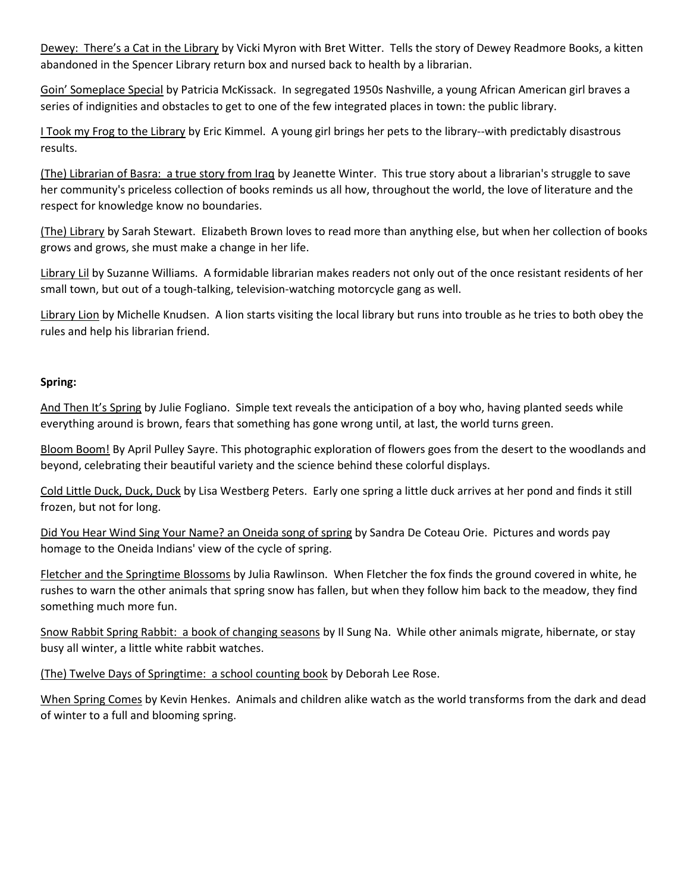<u>Dewey: There's a Cat in the Library</u> by Vicki Myron with Bret Witter. Tells the story of Dewey Readmore Books, a kitten abandoned in the Spencer Library return box and nursed back to health by a librarian.

<u>Goin' Someplace Special</u> by Patricia McKissack. In segregated 1950s Nashville, a young African American girl braves a series of indignities and obstacles to get to one of the few integrated places in town: the public library.

<u>I Took my Frog to the Library</u> by Eric Kimmel. A young girl brings her pets to the library--with predictably disastrous results.

<u>(The) Librarian of Basra: a true story from Iraq</u> by Jeanette Winter. This true story about a librarian's struggle to save her community's priceless collection of books reminds us all how, throughout the world, the love of literature and the respect for knowledge know no boundaries.

<u>(The) Library</u> by Sarah Stewart. Elizabeth Brown loves to read more than anything else, but when her collection of books grows and grows, she must make a change in her life.

<u>Library Lil</u> by Suzanne Williams. A formidable librarian makes readers not only out of the once resistant residents of her small town, but out of a tough-talking, television-watching motorcycle gang as well.

<u>Library Lion</u> by Michelle Knudsen. A lion starts visiting the local library but runs into trouble as he tries to both obey the rules and help his librarian friend.

**Spring:**

<u>And Then It's Spring</u> by Julie Fogliano. Simple text reveals the anticipation of a boy who, having planted seeds while everything around is brown, fears that something has gone wrong until, at last, the world turns green.

<u>Bloom Boom!</u> By April Pulley Sayre. This photographic exploration of flowers goes from the desert to the woodlands and beyond, celebrating their beautiful variety and the science behind these colorful displays.

<u>Cold Little Duck, Duck, Duck</u> by Lisa Westberg Peters. Early one spring a little duck arrives at her pond and finds it still frozen, but not for long.

<u>Did You Hear Wind Sing Your Name? an Oneida song of spring</u> by Sandra De Coteau Orie. Pictures and words pay homage to the Oneida Indians' view of the cycle of spring.

<u>Fletcher and the Springtime Blossoms</u> by Julia Rawlinson. When Fletcher the fox finds the ground covered in white, he rushes to warn the other animals that spring snow has fallen, but when they follow him back to the meadow, they find something much more fun.

<u>Snow Rabbit Spring Rabbit: a book of changing seasons</u> by Il Sung Na. While other animals migrate, hibernate, or stay busy all winter, a little white rabbit watches.

<u>(The) Twelve Days of Springtime: a school counting book</u> by Deborah Lee Rose.

<u>When Spring Comes</u> by Kevin Henkes. Animals and children alike watch as the world transforms from the dark and dead of winter to a full and blooming spring.